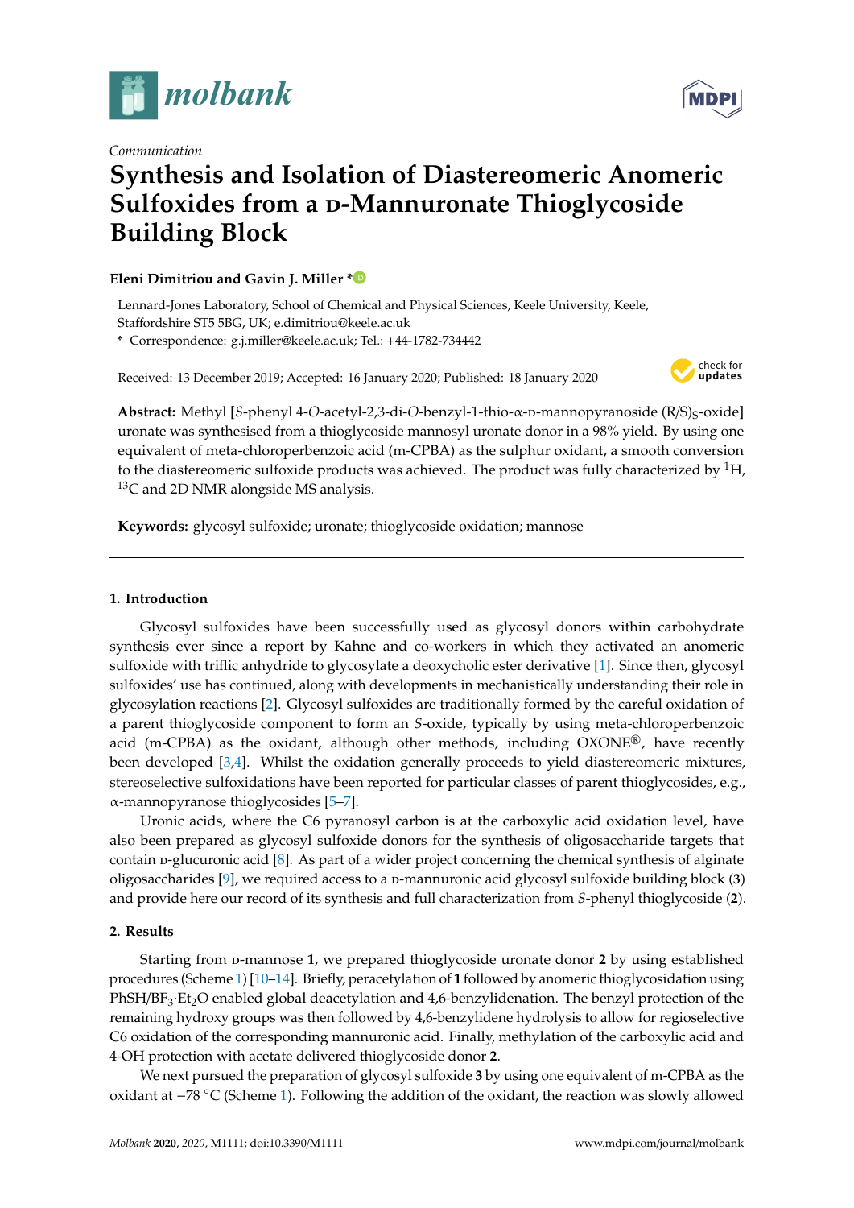*Communication*

# Synthesis and Isolation of Diastereomeric Anomeric Sulfoxides from a D-Mannuronate Thioglycoside Building Block

**Eleni Dimitriou and Gavin J. Miller ***

Lennard-Jones Laboratory, School of Chemical and Physical Sciences, Keele University, Keele, Staffordshire ST5 5BG, UK; e.dimitriou@keele.ac.uk

* Correspondence: g.j.miller@keele.ac.uk; Tel.: +44-1782-734442

Received: 13 December 2019; Accepted: 16 January 2020; Published: 18 January 2020

**Abstract:** Methyl [*S*-phenyl 4-*O*-acetyl-2,3-di-*O*-benzyl-1-thio-α-D-mannopyranoside (R/S)$_S$-oxide] uronate was synthesised from a thioglycoside mannosyl uronate donor in a 98% yield. By using one equivalent of meta-chloroperbenzoic acid (m-CPBA) as the sulphur oxidant, a smooth conversion to the diastereomeric sulfoxide products was achieved. The product was fully characterized by $^{1}$H, $^{13}$C and 2D NMR alongside MS analysis.

**Keywords:** glycosyl sulfoxide; uronate; thioglycoside oxidation; mannose

## 1. Introduction

Glycosyl sulfoxides have been successfully used as glycosyl donors within carbohydrate synthesis ever since a report by Kahne and co-workers in which they activated an anomeric sulfoxide with triflic anhydride to glycosylate a deoxycholic ester derivative [1]. Since then, glycosyl sulfoxides' use has continued, along with developments in mechanistically understanding their role in glycosylation reactions [2]. Glycosyl sulfoxides are traditionally formed by the careful oxidation of a parent thioglycoside component to form an *S*-oxide, typically by using meta-chloroperbenzoic acid (m-CPBA) as the oxidant, although other methods, including OXONE®, have recently been developed [3,4]. Whilst the oxidation generally proceeds to yield diastereomeric mixtures, stereoselective sulfoxidations have been reported for particular classes of parent thioglycosides, e.g., α-mannopyranose thioglycosides [5–7].

Uronic acids, where the C6 pyranosyl carbon is at the carboxylic acid oxidation level, have also been prepared as glycosyl sulfoxide donors for the synthesis of oligosaccharide targets that contain D-glucuronic acid [8]. As part of a wider project concerning the chemical synthesis of alginate oligosaccharides [9], we required access to a D-mannuronic acid glycosyl sulfoxide building block (**3**) and provide here our record of its synthesis and full characterization from *S*-phenyl thioglycoside (**2**).

## 2. Results

Starting from D-mannose **1**, we prepared thioglycoside uronate donor **2** by using established procedures (Scheme 1) [10–14]. Briefly, peracetylation of **1** followed by anomeric thioglycosidation using PhSH/$BF_3{\cdot}Et_2O$ enabled global deacetylation and 4,6-benzylidenation. The benzyl protection of the remaining hydroxy groups was then followed by 4,6-benzylidene hydrolysis to allow for regioselective C6 oxidation of the corresponding mannuronic acid. Finally, methylation of the carboxylic acid and 4-OH protection with acetate delivered thioglycoside donor **2**.

We next pursued the preparation of glycosyl sulfoxide **3** by using one equivalent of m-CPBA as the oxidant at −78 °C (Scheme 1). Following the addition of the oxidant, the reaction was slowly allowed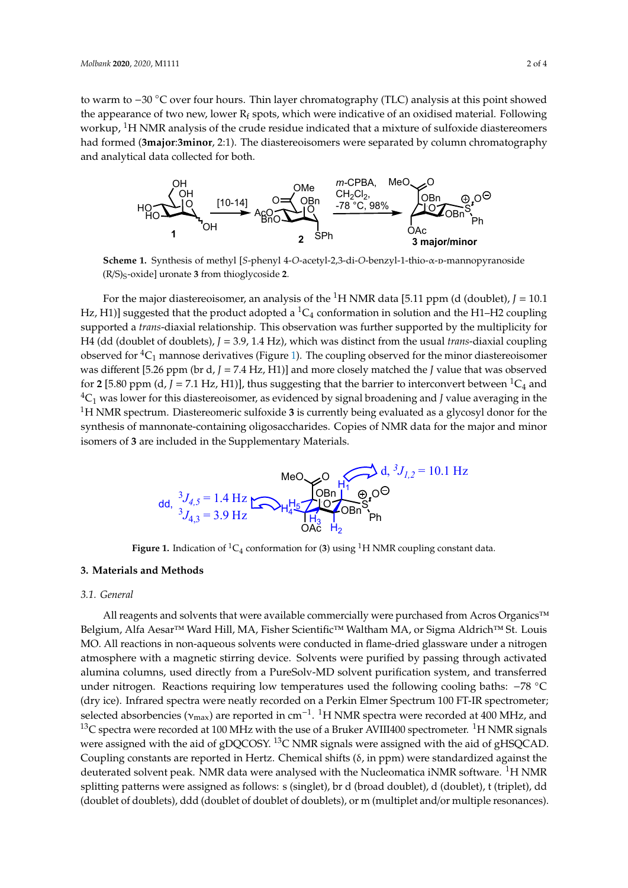to warm to −30 °C over four hours. Thin layer chromatography (TLC) analysis at this point showed the appearance of two new, lower $R_f$ spots, which were indicative of an oxidised material. Following workup, $^1$H NMR analysis of the crude residue indicated that a mixture of sulfoxide diastereomers had formed (**3major**:**3minor**, 2:1). The diastereoisomers were separated by column chromatography and analytical data collected for both.

**Scheme 1.** Synthesis of methyl [*S*-phenyl 4-*O*-acetyl-2,3-di-*O*-benzyl-1-thio-α-D-mannopyranoside (R/S)$_S$-oxide] uronate **3** from thioglycoside **2**.

For the major diastereoisomer, an analysis of the $^1$H NMR data [5.11 ppm (d (doublet), *J* = 10.1 Hz, H1)] suggested that the product adopted a $^1C_4$ conformation in solution and the H1–H2 coupling supported a *trans*-diaxial relationship. This observation was further supported by the multiplicity for H4 (dd (doublet of doublets), *J* = 3.9, 1.4 Hz), which was distinct from the usual *trans*-diaxial coupling observed for $^4C_1$ mannose derivatives (Figure 1). The coupling observed for the minor diastereoisomer was different [5.26 ppm (br d, *J* = 7.4 Hz, H1)] and more closely matched the *J* value that was observed for **2** [5.80 ppm (d, *J* = 7.1 Hz, H1)], thus suggesting that the barrier to interconvert between $^1C_4$ and $^4C_1$ was lower for this diastereoisomer, as evidenced by signal broadening and *J* value averaging in the $^1$H NMR spectrum. Diastereomeric sulfoxide **3** is currently being evaluated as a glycosyl donor for the synthesis of mannonate-containing oligosaccharides. Copies of NMR data for the major and minor isomers of **3** are included in the Supplementary Materials.

**Figure 1.** Indication of $^1C_4$ conformation for (**3**) using $^1$H NMR coupling constant data.

## 3. Materials and Methods

### 3.1. General

All reagents and solvents that were available commercially were purchased from Acros Organics™ Belgium, Alfa Aesar™ Ward Hill, MA, Fisher Scientific™ Waltham MA, or Sigma Aldrich™ St. Louis MO. All reactions in non-aqueous solvents were conducted in flame-dried glassware under a nitrogen atmosphere with a magnetic stirring device. Solvents were purified by passing through activated alumina columns, used directly from a PureSolv-MD solvent purification system, and transferred under nitrogen. Reactions requiring low temperatures used the following cooling baths: −78 °C (dry ice). Infrared spectra were neatly recorded on a Perkin Elmer Spectrum 100 FT-IR spectrometer; selected absorbencies ($\nu_{max}$) are reported in cm$^{-1}$. $^1$H NMR spectra were recorded at 400 MHz, and $^{13}$C spectra were recorded at 100 MHz with the use of a Bruker AVIII400 spectrometer. $^1$H NMR signals were assigned with the aid of gDQCOSY. $^{13}$C NMR signals were assigned with the aid of gHSQCAD. Coupling constants are reported in Hertz. Chemical shifts (δ, in ppm) were standardized against the deuterated solvent peak. NMR data were analysed with the Nucleomatica iNMR software. $^1$H NMR splitting patterns were assigned as follows: s (singlet), br d (broad doublet), d (doublet), t (triplet), dd (doublet of doublets), ddd (doublet of doublet of doublets), or m (multiplet and/or multiple resonances).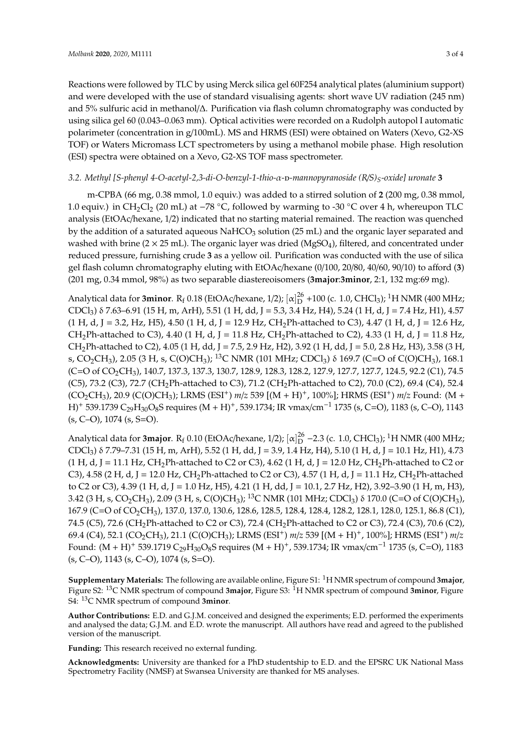Reactions were followed by TLC by using Merck silica gel 60F254 analytical plates (aluminium support) and were developed with the use of standard visualising agents: short wave UV radiation (245 nm) and 5% sulfuric acid in methanol/Δ. Purification via flash column chromatography was conducted by using silica gel 60 (0.043–0.063 mm). Optical activities were recorded on a Rudolph autopol I automatic polarimeter (concentration in g/100mL). MS and HRMS (ESI) were obtained on Waters (Xevo, G2-XS TOF) or Waters Micromass LCT spectrometers by using a methanol mobile phase. High resolution (ESI) spectra were obtained on a Xevo, G2-XS TOF mass spectrometer.

### 3.2. *Methyl [S-phenyl 4-O-acetyl-2,3-di-O-benzyl-1-thio-α-D-mannopyranoside (R/S)$_S$-oxide] uronate* **3**

m-CPBA (66 mg, 0.38 mmol, 1.0 equiv.) was added to a stirred solution of **2** (200 mg, 0.38 mmol, 1.0 equiv.) in $CH_2Cl_2$ (20 mL) at −78 °C, followed by warming to -30 °C over 4 h, whereupon TLC analysis (EtOAc/hexane, 1/2) indicated that no starting material remained. The reaction was quenched by the addition of a saturated aqueous $NaHCO_3$ solution (25 mL) and the organic layer separated and washed with brine (2 × 25 mL). The organic layer was dried ($MgSO_4$), filtered, and concentrated under reduced pressure, furnishing crude **3** as a yellow oil. Purification was conducted with the use of silica gel flash column chromatography eluting with EtOAc/hexane (0/100, 20/80, 40/60, 90/10) to afford (**3**) (201 mg, 0.34 mmol, 98%) as two separable diastereoisomers (**3major**:**3minor**, 2:1, 132 mg:69 mg).

Analytical data for **3minor**. $R_f$ 0.18 (EtOAc/hexane, 1/2); $[\alpha]_D^{26}$ +100 (c. 1.0, $CHCl_3$); $^1$H NMR (400 MHz; $CDCl_3$) δ 7.63–6.91 (15 H, m, ArH), 5.51 (1 H, dd, J = 5.3, 3.4 Hz, H4), 5.24 (1 H, d, J = 7.4 Hz, H1), 4.57 (1 H, d, J = 3.2, Hz, H5), 4.50 (1 H, d, J = 12.9 Hz, $CH_2$Ph-attached to C3), 4.47 (1 H, d, J = 12.6 Hz, $CH_2$Ph-attached to C3), 4.40 (1 H, d, J = 11.8 Hz, $CH_2$Ph-attached to C2), 4.33 (1 H, d, J = 11.8 Hz, $CH_2$Ph-attached to C2), 4.05 (1 H, dd, J = 7.5, 2.9 Hz, H2), 3.92 (1 H, dd, J = 5.0, 2.8 Hz, H3), 3.58 (3 H, s, $CO_2CH_3$), 2.05 (3 H, s, C(O)$CH_3$); $^{13}$C NMR (101 MHz; $CDCl_3$) δ 169.7 (C=O of C(O)$CH_3$), 168.1 (C=O of $CO_2CH_3$), 140.7, 137.3, 137.3, 130.7, 128.9, 128.3, 128.2, 127.9, 127.7, 127.7, 124.5, 92.2 (C1), 74.5 (C5), 73.2 (C3), 72.7 ($CH_2$Ph-attached to C3), 71.2 ($CH_2$Ph-attached to C2), 70.0 (C2), 69.4 (C4), 52.4 ($CO_2CH_3$), 20.9 (C(O)$CH_3$); LRMS (ESI$^+$) *m/z* 539 [(M + H)$^+$, 100%]; HRMS (ESI$^+$) *m/z* Found: (M + H)$^+$ 539.1739 $C_{29}H_{30}O_8S$ requires (M + H)$^+$, 539.1734; IR νmax/cm$^{-1}$ 1735 (s, C=O), 1183 (s, C–O), 1143 (s, C–O), 1074 (s, S=O).

Analytical data for **3major**. $R_f$ 0.10 (EtOAc/hexane, 1/2); $[\alpha]_D^{26}$ −2.3 (c. 1.0, $CHCl_3$); $^1$H NMR (400 MHz; $CDCl_3$) δ 7.79–7.31 (15 H, m, ArH), 5.52 (1 H, dd, J = 3.9, 1.4 Hz, H4), 5.10 (1 H, d, J = 10.1 Hz, H1), 4.73 (1 H, d, J = 11.1 Hz, $CH_2$Ph-attached to C2 or C3), 4.62 (1 H, d, J = 12.0 Hz, $CH_2$Ph-attached to C2 or C3), 4.58 (2 H, d, J = 12.0 Hz, $CH_2$Ph-attached to C2 or C3), 4.57 (1 H, d, J = 11.1 Hz, $CH_2$Ph-attached to C2 or C3), 4.39 (1 H, d, J = 1.0 Hz, H5), 4.21 (1 H, dd, J = 10.1, 2.7 Hz, H2), 3.92–3.90 (1 H, m, H3), 3.42 (3 H, s, $CO_2CH_3$), 2.09 (3 H, s, C(O)$CH_3$); $^{13}$C NMR (101 MHz; $CDCl_3$) δ 170.0 (C=O of C(O)$CH_3$), 167.9 (C=O of $CO_2CH_3$), 137.0, 137.0, 130.6, 128.6, 128.5, 128.4, 128.4, 128.2, 128.1, 128.0, 125.1, 86.8 (C1), 74.5 (C5), 72.6 ($CH_2$Ph-attached to C2 or C3), 72.4 ($CH_2$Ph-attached to C2 or C3), 72.4 (C3), 70.6 (C2), 69.4 (C4), 52.1 ($CO_2CH_3$), 21.1 (C(O)$CH_3$); LRMS (ESI$^+$) *m/z* 539 [(M + H)$^+$, 100%]; HRMS (ESI$^+$) *m/z* Found: (M + H)$^+$ 539.1719 $C_{29}H_{30}O_8S$ requires (M + H)$^+$, 539.1734; IR νmax/cm$^{-1}$ 1735 (s, C=O), 1183 (s, C–O), 1143 (s, C–O), 1074 (s, S=O).

**Supplementary Materials:** The following are available online, Figure S1: $^1$H NMR spectrum of compound **3major**, Figure S2: $^{13}$C NMR spectrum of compound **3major**, Figure S3: $^1$H NMR spectrum of compound **3minor**, Figure S4: $^{13}$C NMR spectrum of compound **3minor**.

**Author Contributions:** E.D. and G.J.M. conceived and designed the experiments; E.D. performed the experiments and analysed the data; G.J.M. and E.D. wrote the manuscript. All authors have read and agreed to the published version of the manuscript.

**Funding:** This research received no external funding.

**Acknowledgments:** University are thanked for a PhD studentship to E.D. and the EPSRC UK National Mass Spectrometry Facility (NMSF) at Swansea University are thanked for MS analyses.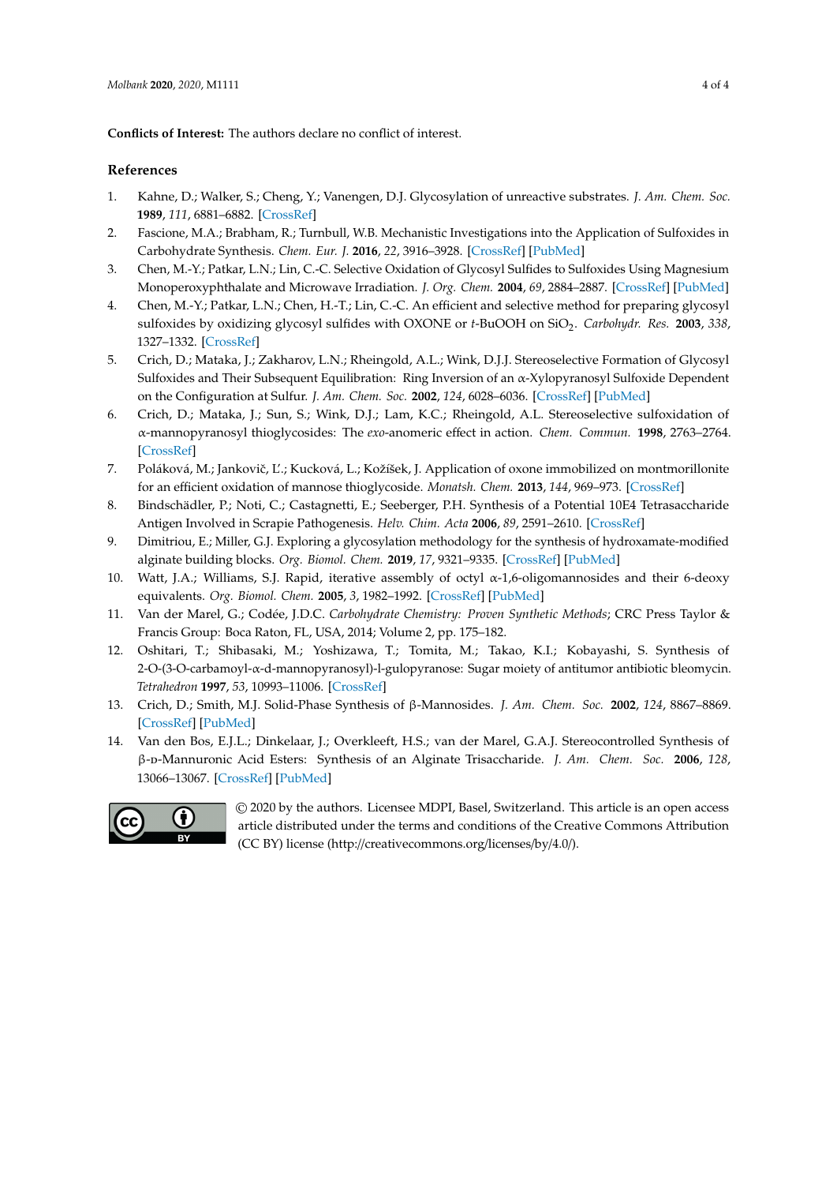**Conflicts of Interest:** The authors declare no conflict of interest.

## References

1. Kahne, D.; Walker, S.; Cheng, Y.; Vanengen, D.J. Glycosylation of unreactive substrates. *J. Am. Chem. Soc.* **1989**, *111*, 6881–6882. [CrossRef]
2. Fascione, M.A.; Brabham, R.; Turnbull, W.B. Mechanistic Investigations into the Application of Sulfoxides in Carbohydrate Synthesis. *Chem. Eur. J.* **2016**, *22*, 3916–3928. [CrossRef] [PubMed]
3. Chen, M.-Y.; Patkar, L.N.; Lin, C.-C. Selective Oxidation of Glycosyl Sulfides to Sulfoxides Using Magnesium Monoperoxyphthalate and Microwave Irradiation. *J. Org. Chem.* **2004**, *69*, 2884–2887. [CrossRef] [PubMed]
4. Chen, M.-Y.; Patkar, L.N.; Chen, H.-T.; Lin, C.-C. An efficient and selective method for preparing glycosyl sulfoxides by oxidizing glycosyl sulfides with OXONE or *t*-BuOOH on $SiO_2$. *Carbohydr. Res.* **2003**, *338*, 1327–1332. [CrossRef]
5. Crich, D.; Mataka, J.; Zakharov, L.N.; Rheingold, A.L.; Wink, D.J.J. Stereoselective Formation of Glycosyl Sulfoxides and Their Subsequent Equilibration: Ring Inversion of an α-Xylopyranosyl Sulfoxide Dependent on the Configuration at Sulfur. *J. Am. Chem. Soc.* **2002**, *124*, 6028–6036. [CrossRef] [PubMed]
6. Crich, D.; Mataka, J.; Sun, S.; Wink, D.J.; Lam, K.C.; Rheingold, A.L. Stereoselective sulfoxidation of α-mannopyranosyl thioglycosides: The *exo*-anomeric effect in action. *Chem. Commun.* **1998**, 2763–2764. [CrossRef]
7. Poláková, M.; Jankovič, L'.; Kucková, L.; Kožíšek, J. Application of oxone immobilized on montmorillonite for an efficient oxidation of mannose thioglycoside. *Monatsh. Chem.* **2013**, *144*, 969–973. [CrossRef]
8. Bindschädler, P.; Noti, C.; Castagnetti, E.; Seeberger, P.H. Synthesis of a Potential 10E4 Tetrasaccharide Antigen Involved in Scrapie Pathogenesis. *Helv. Chim. Acta* **2006**, *89*, 2591–2610. [CrossRef]
9. Dimitriou, E.; Miller, G.J. Exploring a glycosylation methodology for the synthesis of hydroxamate-modified alginate building blocks. *Org. Biomol. Chem.* **2019**, *17*, 9321–9335. [CrossRef] [PubMed]
10. Watt, J.A.; Williams, S.J. Rapid, iterative assembly of octyl α-1,6-oligomannosides and their 6-deoxy equivalents. *Org. Biomol. Chem.* **2005**, *3*, 1982–1992. [CrossRef] [PubMed]
11. Van der Marel, G.; Codée, J.D.C. *Carbohydrate Chemistry: Proven Synthetic Methods*; CRC Press Taylor & Francis Group: Boca Raton, FL, USA, 2014; Volume 2, pp. 175–182.
12. Oshitari, T.; Shibasaki, M.; Yoshizawa, T.; Tomita, M.; Takao, K.I.; Kobayashi, S. Synthesis of 2-O-(3-O-carbamoyl-α-d-mannopyranosyl)-l-gulopyranose: Sugar moiety of antitumor antibiotic bleomycin. *Tetrahedron* **1997**, *53*, 10993–11006. [CrossRef]
13. Crich, D.; Smith, M.J. Solid-Phase Synthesis of β-Mannosides. *J. Am. Chem. Soc.* **2002**, *124*, 8867–8869. [CrossRef] [PubMed]
14. Van den Bos, E.J.L.; Dinkelaar, J.; Overkleeft, H.S.; van der Marel, G.A.J. Stereocontrolled Synthesis of β-D-Mannuronic Acid Esters: Synthesis of an Alginate Trisaccharide. *J. Am. Chem. Soc.* **2006**, *128*, 13066–13067. [CrossRef] [PubMed]

© 2020 by the authors. Licensee MDPI, Basel, Switzerland. This article is an open access article distributed under the terms and conditions of the Creative Commons Attribution (CC BY) license (http://creativecommons.org/licenses/by/4.0/).